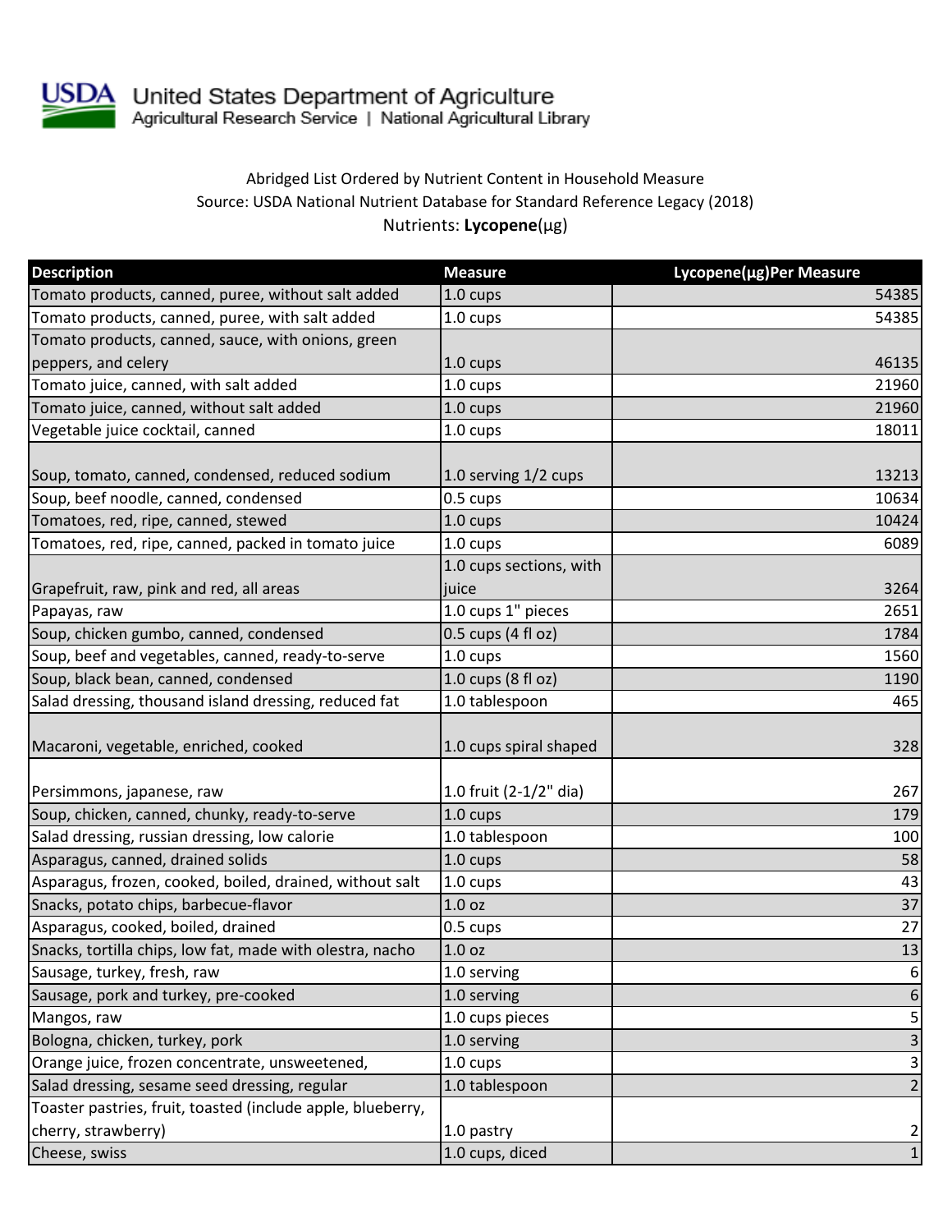United States Department of Agriculture
Agricultural Research Service | National Agricultural Library

Abridged List Ordered by Nutrient Content in Household Measure
Source: USDA National Nutrient Database for Standard Reference Legacy (2018)
Nutrients: **Lycopene**(µg)

| Description | Measure | Lycopene(µg)Per Measure |
|---|---|---|
| Tomato products, canned, puree, without salt added | 1.0 cups | 54385 |
| Tomato products, canned, puree, with salt added | 1.0 cups | 54385 |
| Tomato products, canned, sauce, with onions, green peppers, and celery | 1.0 cups | 46135 |
| Tomato juice, canned, with salt added | 1.0 cups | 21960 |
| Tomato juice, canned, without salt added | 1.0 cups | 21960 |
| Vegetable juice cocktail, canned | 1.0 cups | 18011 |
| Soup, tomato, canned, condensed, reduced sodium | 1.0 serving 1/2 cups | 13213 |
| Soup, beef noodle, canned, condensed | 0.5 cups | 10634 |
| Tomatoes, red, ripe, canned, stewed | 1.0 cups | 10424 |
| Tomatoes, red, ripe, canned, packed in tomato juice | 1.0 cups | 6089 |
| Grapefruit, raw, pink and red, all areas | 1.0 cups sections, with juice | 3264 |
| Papayas, raw | 1.0 cups 1" pieces | 2651 |
| Soup, chicken gumbo, canned, condensed | 0.5 cups (4 fl oz) | 1784 |
| Soup, beef and vegetables, canned, ready-to-serve | 1.0 cups | 1560 |
| Soup, black bean, canned, condensed | 1.0 cups (8 fl oz) | 1190 |
| Salad dressing, thousand island dressing, reduced fat | 1.0 tablespoon | 465 |
| Macaroni, vegetable, enriched, cooked | 1.0 cups spiral shaped | 328 |
| Persimmons, japanese, raw | 1.0 fruit (2-1/2" dia) | 267 |
| Soup, chicken, canned, chunky, ready-to-serve | 1.0 cups | 179 |
| Salad dressing, russian dressing, low calorie | 1.0 tablespoon | 100 |
| Asparagus, canned, drained solids | 1.0 cups | 58 |
| Asparagus, frozen, cooked, boiled, drained, without salt | 1.0 cups | 43 |
| Snacks, potato chips, barbecue-flavor | 1.0 oz | 37 |
| Asparagus, cooked, boiled, drained | 0.5 cups | 27 |
| Snacks, tortilla chips, low fat, made with olestra, nacho | 1.0 oz | 13 |
| Sausage, turkey, fresh, raw | 1.0 serving | 6 |
| Sausage, pork and turkey, pre-cooked | 1.0 serving | 6 |
| Mangos, raw | 1.0 cups pieces | 5 |
| Bologna, chicken, turkey, pork | 1.0 serving | 3 |
| Orange juice, frozen concentrate, unsweetened, | 1.0 cups | 3 |
| Salad dressing, sesame seed dressing, regular | 1.0 tablespoon | 2 |
| Toaster pastries, fruit, toasted (include apple, blueberry, cherry, strawberry) | 1.0 pastry | 2 |
| Cheese, swiss | 1.0 cups, diced | 1 |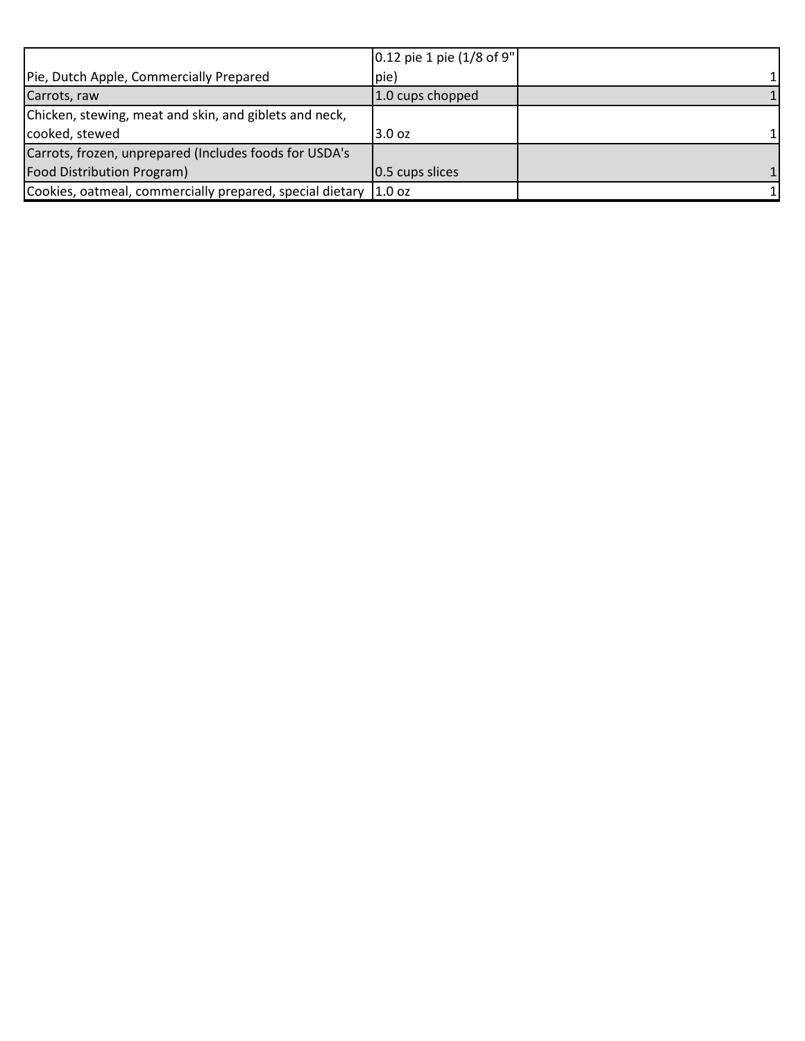| | | |
|---|---|---|
| Pie, Dutch Apple, Commercially Prepared | 0.12 pie 1 pie (1/8 of 9" pie) | 1 |
| Carrots, raw | 1.0 cups chopped | 1 |
| Chicken, stewing, meat and skin, and giblets and neck, cooked, stewed | 3.0 oz | 1 |
| Carrots, frozen, unprepared (Includes foods for USDA's Food Distribution Program) | 0.5 cups slices | 1 |
| Cookies, oatmeal, commercially prepared, special dietary | 1.0 oz | 1 |